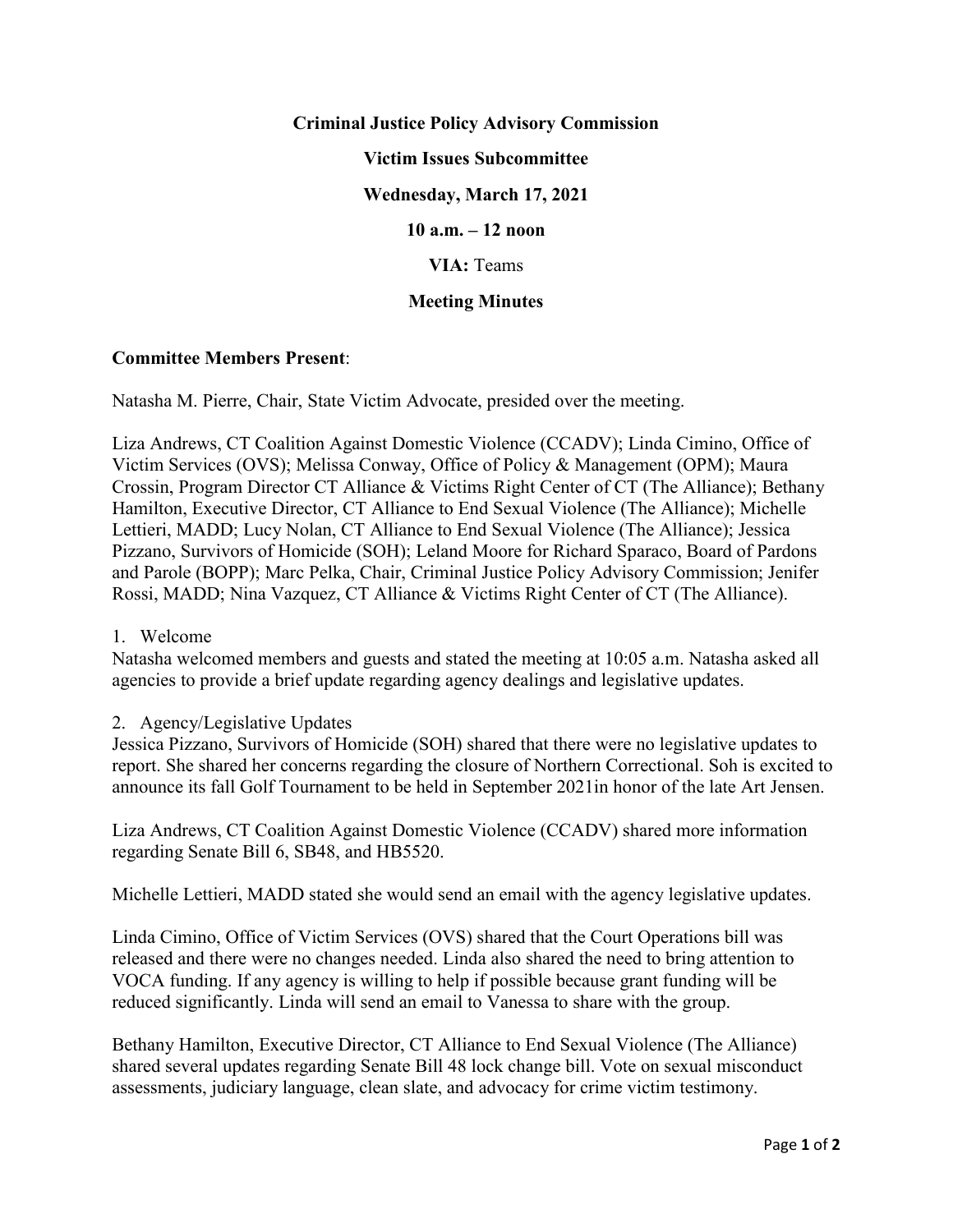**Criminal Justice Policy Advisory Commission**

**Victim Issues Subcommittee**

**Wednesday, March 17, 2021**

**10 a.m. – 12 noon**

**VIA:** Teams

**Meeting Minutes**

**Committee Members Present**:

Natasha M. Pierre, Chair, State Victim Advocate, presided over the meeting.

Liza Andrews, CT Coalition Against Domestic Violence (CCADV); Linda Cimino, Office of Victim Services (OVS); Melissa Conway, Office of Policy & Management (OPM); Maura Crossin, Program Director CT Alliance & Victims Right Center of CT (The Alliance); Bethany Hamilton, Executive Director, CT Alliance to End Sexual Violence (The Alliance); Michelle Lettieri, MADD; Lucy Nolan, CT Alliance to End Sexual Violence (The Alliance); Jessica Pizzano, Survivors of Homicide (SOH); Leland Moore for Richard Sparaco, Board of Pardons and Parole (BOPP); Marc Pelka, Chair, Criminal Justice Policy Advisory Commission; Jenifer Rossi, MADD; Nina Vazquez, CT Alliance & Victims Right Center of CT (The Alliance).

1. Welcome

Natasha welcomed members and guests and stated the meeting at 10:05 a.m. Natasha asked all agencies to provide a brief update regarding agency dealings and legislative updates.

2. Agency/Legislative Updates

Jessica Pizzano, Survivors of Homicide (SOH) shared that there were no legislative updates to report. She shared her concerns regarding the closure of Northern Correctional. Soh is excited to announce its fall Golf Tournament to be held in September 2021in honor of the late Art Jensen.

Liza Andrews, CT Coalition Against Domestic Violence (CCADV) shared more information regarding Senate Bill 6, SB48, and HB5520.

Michelle Lettieri, MADD stated she would send an email with the agency legislative updates.

Linda Cimino, Office of Victim Services (OVS) shared that the Court Operations bill was released and there were no changes needed. Linda also shared the need to bring attention to VOCA funding. If any agency is willing to help if possible because grant funding will be reduced significantly. Linda will send an email to Vanessa to share with the group.

Bethany Hamilton, Executive Director, CT Alliance to End Sexual Violence (The Alliance) shared several updates regarding Senate Bill 48 lock change bill. Vote on sexual misconduct assessments, judiciary language, clean slate, and advocacy for crime victim testimony.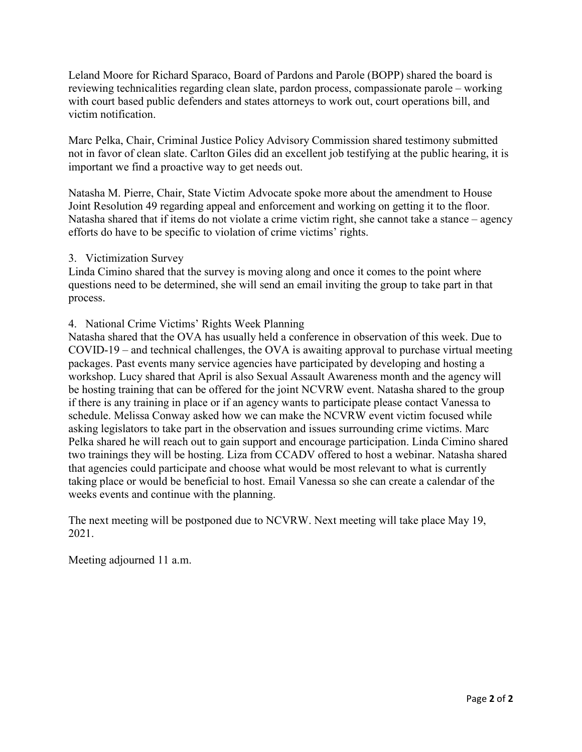Leland Moore for Richard Sparaco, Board of Pardons and Parole (BOPP) shared the board is reviewing technicalities regarding clean slate, pardon process, compassionate parole – working with court based public defenders and states attorneys to work out, court operations bill, and victim notification.

Marc Pelka, Chair, Criminal Justice Policy Advisory Commission shared testimony submitted not in favor of clean slate. Carlton Giles did an excellent job testifying at the public hearing, it is important we find a proactive way to get needs out.

Natasha M. Pierre, Chair, State Victim Advocate spoke more about the amendment to House Joint Resolution 49 regarding appeal and enforcement and working on getting it to the floor. Natasha shared that if items do not violate a crime victim right, she cannot take a stance – agency efforts do have to be specific to violation of crime victims' rights.

3. Victimization Survey

Linda Cimino shared that the survey is moving along and once it comes to the point where questions need to be determined, she will send an email inviting the group to take part in that process.

4. National Crime Victims' Rights Week Planning

Natasha shared that the OVA has usually held a conference in observation of this week. Due to COVID-19 – and technical challenges, the OVA is awaiting approval to purchase virtual meeting packages. Past events many service agencies have participated by developing and hosting a workshop. Lucy shared that April is also Sexual Assault Awareness month and the agency will be hosting training that can be offered for the joint NCVRW event. Natasha shared to the group if there is any training in place or if an agency wants to participate please contact Vanessa to schedule. Melissa Conway asked how we can make the NCVRW event victim focused while asking legislators to take part in the observation and issues surrounding crime victims. Marc Pelka shared he will reach out to gain support and encourage participation. Linda Cimino shared two trainings they will be hosting. Liza from CCADV offered to host a webinar. Natasha shared that agencies could participate and choose what would be most relevant to what is currently taking place or would be beneficial to host. Email Vanessa so she can create a calendar of the weeks events and continue with the planning.

The next meeting will be postponed due to NCVRW. Next meeting will take place May 19, 2021.

Meeting adjourned 11 a.m.